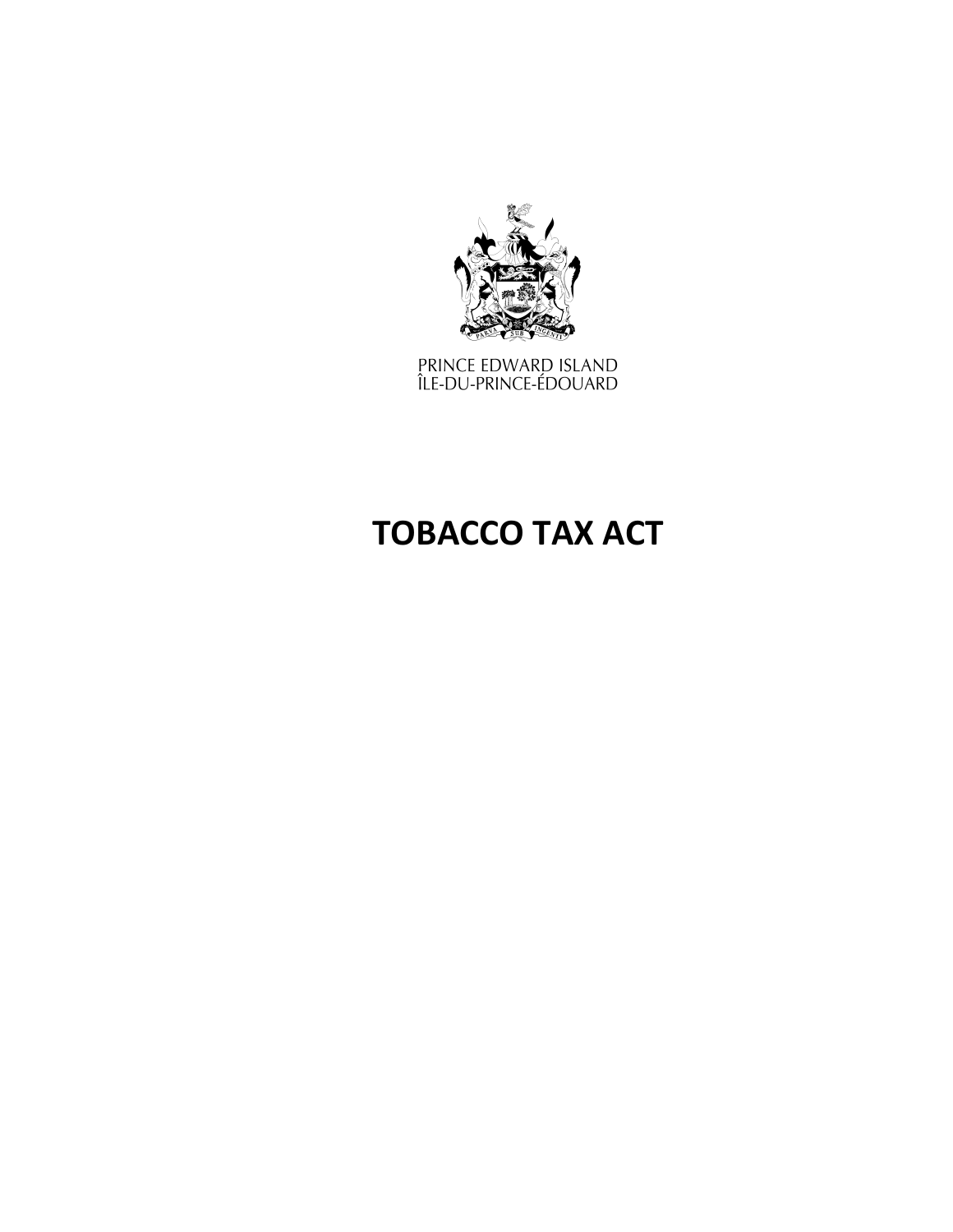PRINCE EDWARD ISLAND
ÎLE-DU-PRINCE-ÉDOUARD

# TOBACCO TAX ACT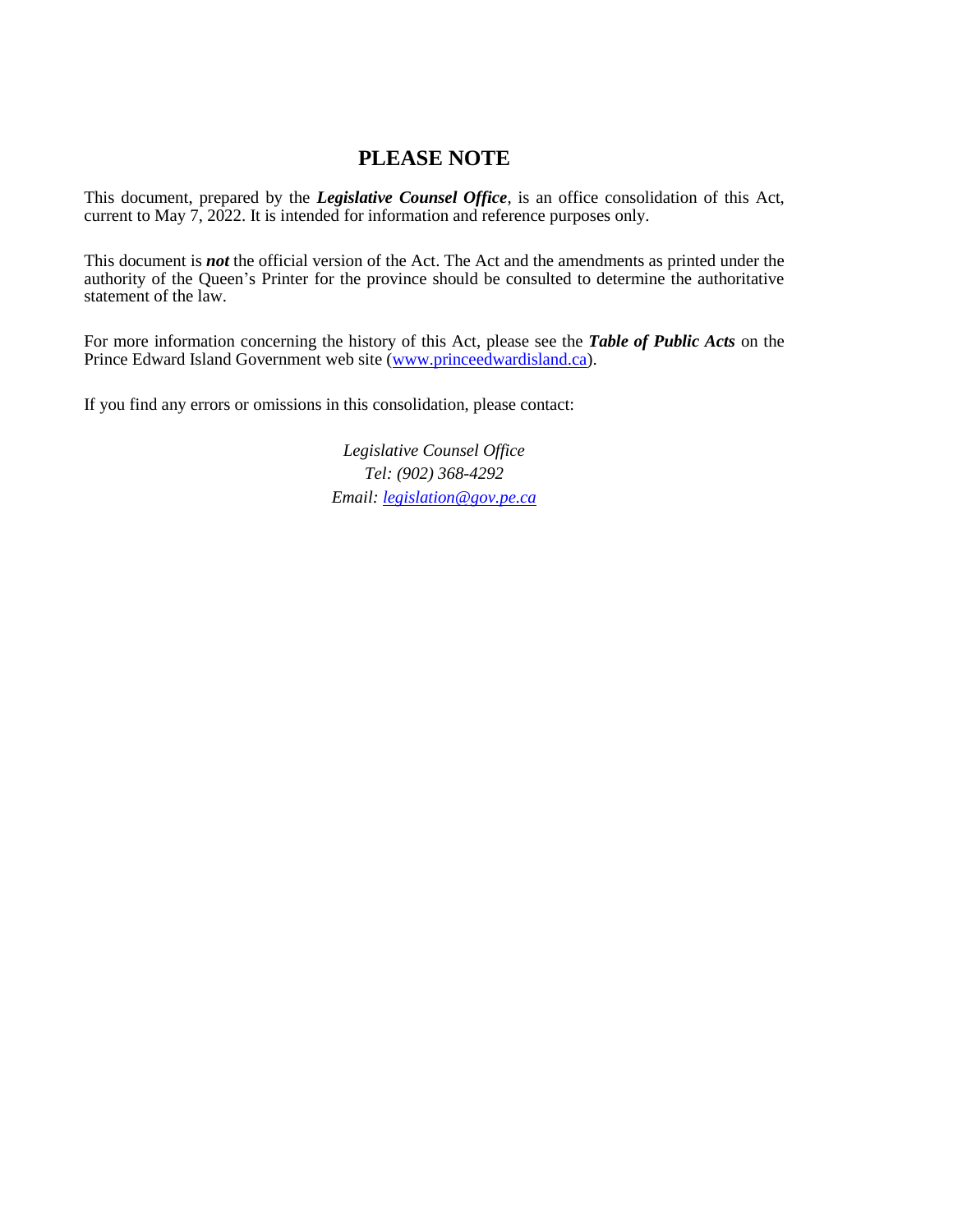# PLEASE NOTE

This document, prepared by the ***Legislative Counsel Office***, is an office consolidation of this Act, current to May 7, 2022. It is intended for information and reference purposes only.

This document is ***not*** the official version of the Act. The Act and the amendments as printed under the authority of the Queen's Printer for the province should be consulted to determine the authoritative statement of the law.

For more information concerning the history of this Act, please see the ***Table of Public Acts*** on the Prince Edward Island Government web site (www.princeedwardisland.ca).

If you find any errors or omissions in this consolidation, please contact:

*Legislative Counsel Office*
*Tel: (902) 368-4292*
*Email: legislation@gov.pe.ca*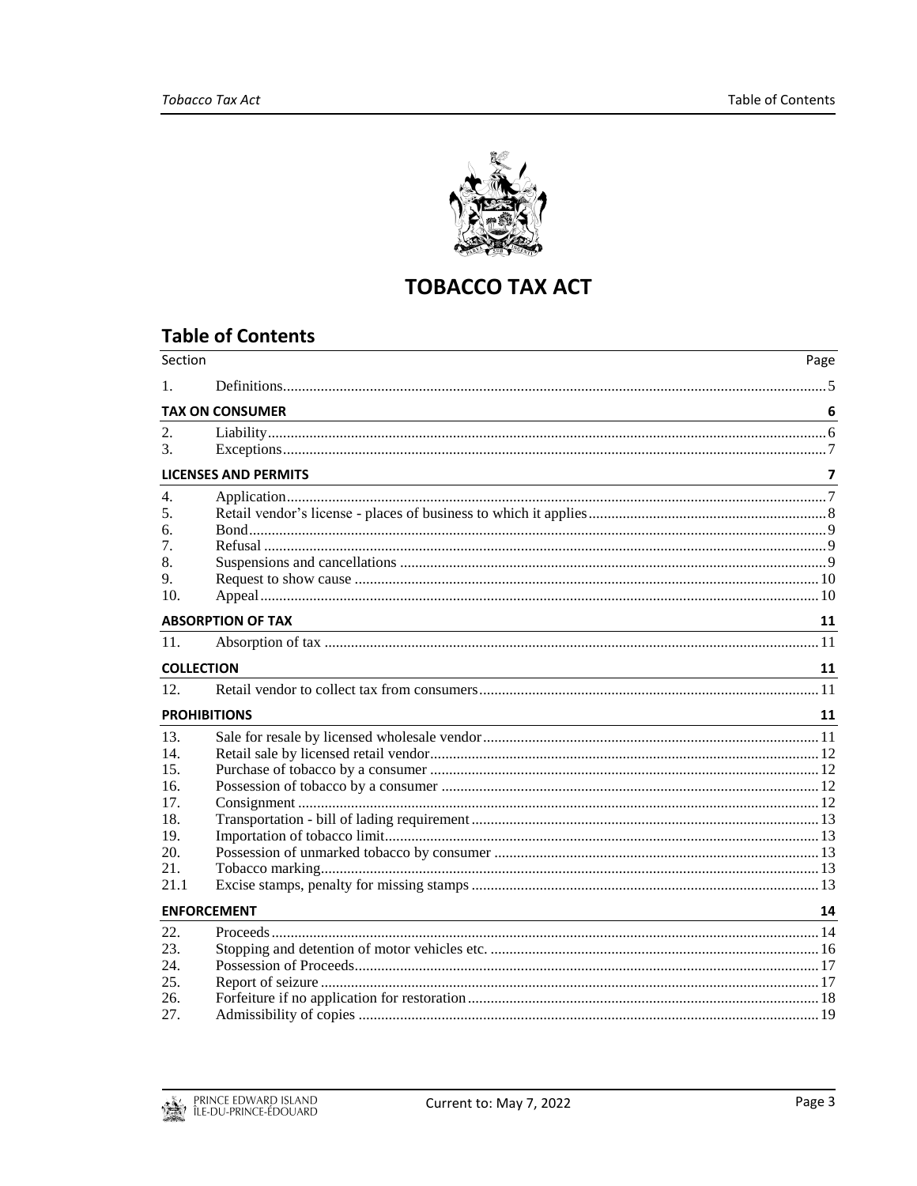# TOBACCO TAX ACT

## Table of Contents

| Section | | Page |
|---|---|---|
| 1. | Definitions | 5 |
| **TAX ON CONSUMER** | | **6** |
| 2. | Liability | 6 |
| 3. | Exceptions | 7 |
| **LICENSES AND PERMITS** | | **7** |
| 4. | Application | 7 |
| 5. | Retail vendor's license - places of business to which it applies | 8 |
| 6. | Bond | 9 |
| 7. | Refusal | 9 |
| 8. | Suspensions and cancellations | 9 |
| 9. | Request to show cause | 10 |
| 10. | Appeal | 10 |
| **ABSORPTION OF TAX** | | **11** |
| 11. | Absorption of tax | 11 |
| **COLLECTION** | | **11** |
| 12. | Retail vendor to collect tax from consumers | 11 |
| **PROHIBITIONS** | | **11** |
| 13. | Sale for resale by licensed wholesale vendor | 11 |
| 14. | Retail sale by licensed retail vendor | 12 |
| 15. | Purchase of tobacco by a consumer | 12 |
| 16. | Possession of tobacco by a consumer | 12 |
| 17. | Consignment | 12 |
| 18. | Transportation - bill of lading requirement | 13 |
| 19. | Importation of tobacco limit | 13 |
| 20. | Possession of unmarked tobacco by consumer | 13 |
| 21. | Tobacco marking | 13 |
| 21.1 | Excise stamps, penalty for missing stamps | 13 |
| **ENFORCEMENT** | | **14** |
| 22. | Proceeds | 14 |
| 23. | Stopping and detention of motor vehicles etc. | 16 |
| 24. | Possession of Proceeds | 17 |
| 25. | Report of seizure | 17 |
| 26. | Forfeiture if no application for restoration | 18 |
| 27. | Admissibility of copies | 19 |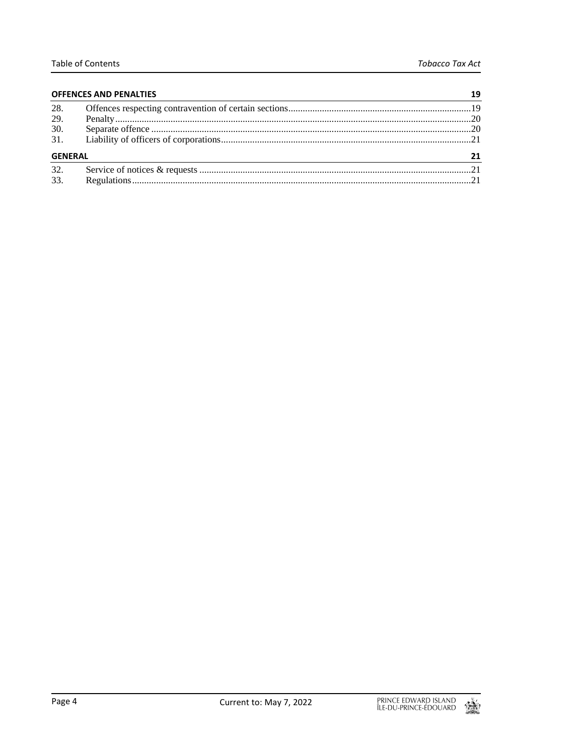**OFFENCES AND PENALTIES** 19

| | | |
|---|---|---|
| 28. | Offences respecting contravention of certain sections | 19 |
| 29. | Penalty | 20 |
| 30. | Separate offence | 20 |
| 31. | Liability of officers of corporations | 21 |

**GENERAL** 21

| | | |
|---|---|---|
| 32. | Service of notices & requests | 21 |
| 33. | Regulations | 21 |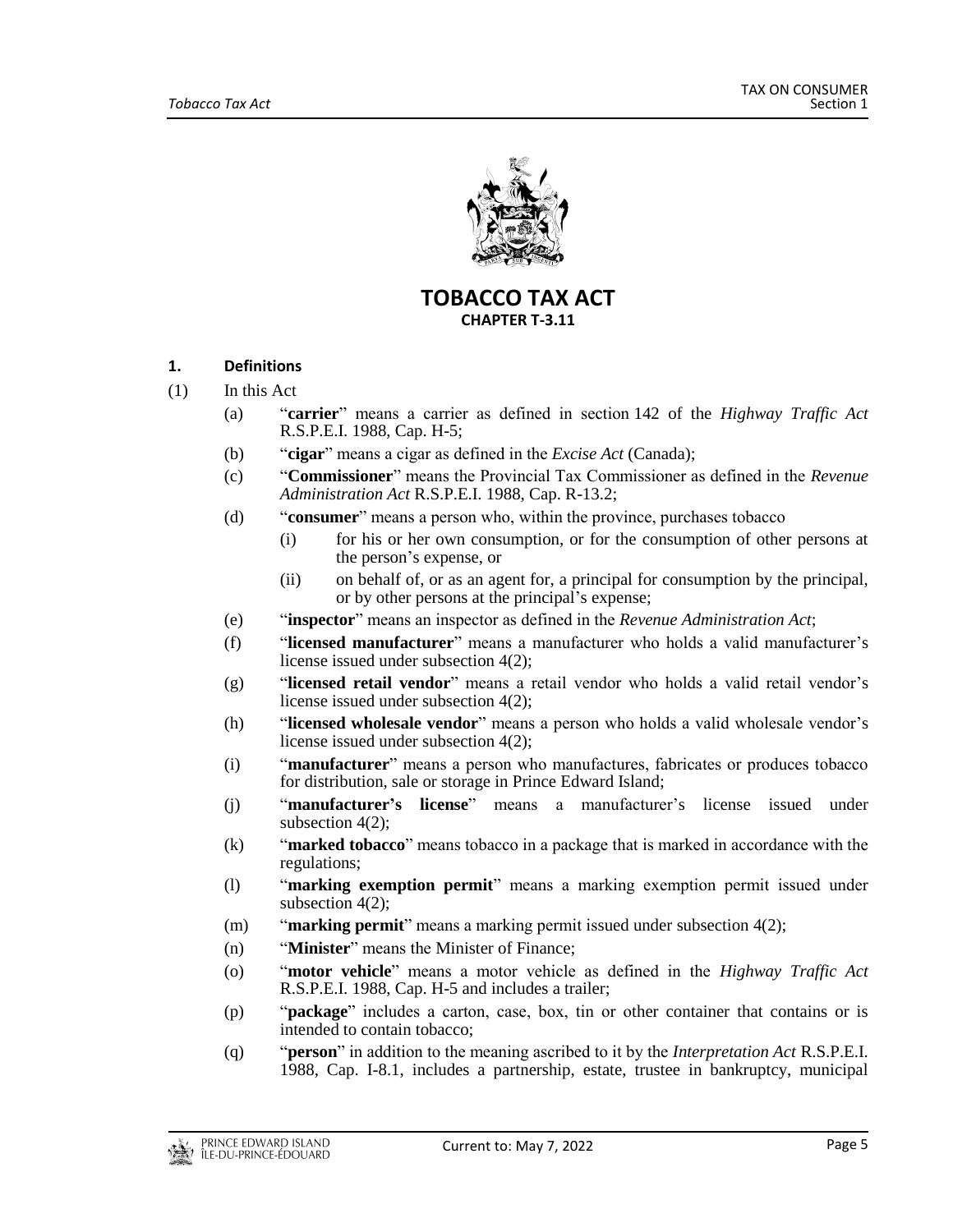# TOBACCO TAX ACT

## CHAPTER T-3.11

### 1. Definitions

(1) In this Act

- (a) "**carrier**" means a carrier as defined in section 142 of the *Highway Traffic Act* R.S.P.E.I. 1988, Cap. H-5;
- (b) "**cigar**" means a cigar as defined in the *Excise Act* (Canada);
- (c) "**Commissioner**" means the Provincial Tax Commissioner as defined in the *Revenue Administration Act* R.S.P.E.I. 1988, Cap. R-13.2;
- (d) "**consumer**" means a person who, within the province, purchases tobacco
  - (i) for his or her own consumption, or for the consumption of other persons at the person's expense, or
  - (ii) on behalf of, or as an agent for, a principal for consumption by the principal, or by other persons at the principal's expense;
- (e) "**inspector**" means an inspector as defined in the *Revenue Administration Act*;
- (f) "**licensed manufacturer**" means a manufacturer who holds a valid manufacturer's license issued under subsection 4(2);
- (g) "**licensed retail vendor**" means a retail vendor who holds a valid retail vendor's license issued under subsection 4(2);
- (h) "**licensed wholesale vendor**" means a person who holds a valid wholesale vendor's license issued under subsection 4(2);
- (i) "**manufacturer**" means a person who manufactures, fabricates or produces tobacco for distribution, sale or storage in Prince Edward Island;
- (j) "**manufacturer's license**" means a manufacturer's license issued under subsection 4(2);
- (k) "**marked tobacco**" means tobacco in a package that is marked in accordance with the regulations;
- (l) "**marking exemption permit**" means a marking exemption permit issued under subsection 4(2);
- (m) "**marking permit**" means a marking permit issued under subsection 4(2);
- (n) "**Minister**" means the Minister of Finance;
- (o) "**motor vehicle**" means a motor vehicle as defined in the *Highway Traffic Act* R.S.P.E.I. 1988, Cap. H-5 and includes a trailer;
- (p) "**package**" includes a carton, case, box, tin or other container that contains or is intended to contain tobacco;
- (q) "**person**" in addition to the meaning ascribed to it by the *Interpretation Act* R.S.P.E.I. 1988, Cap. I-8.1, includes a partnership, estate, trustee in bankruptcy, municipal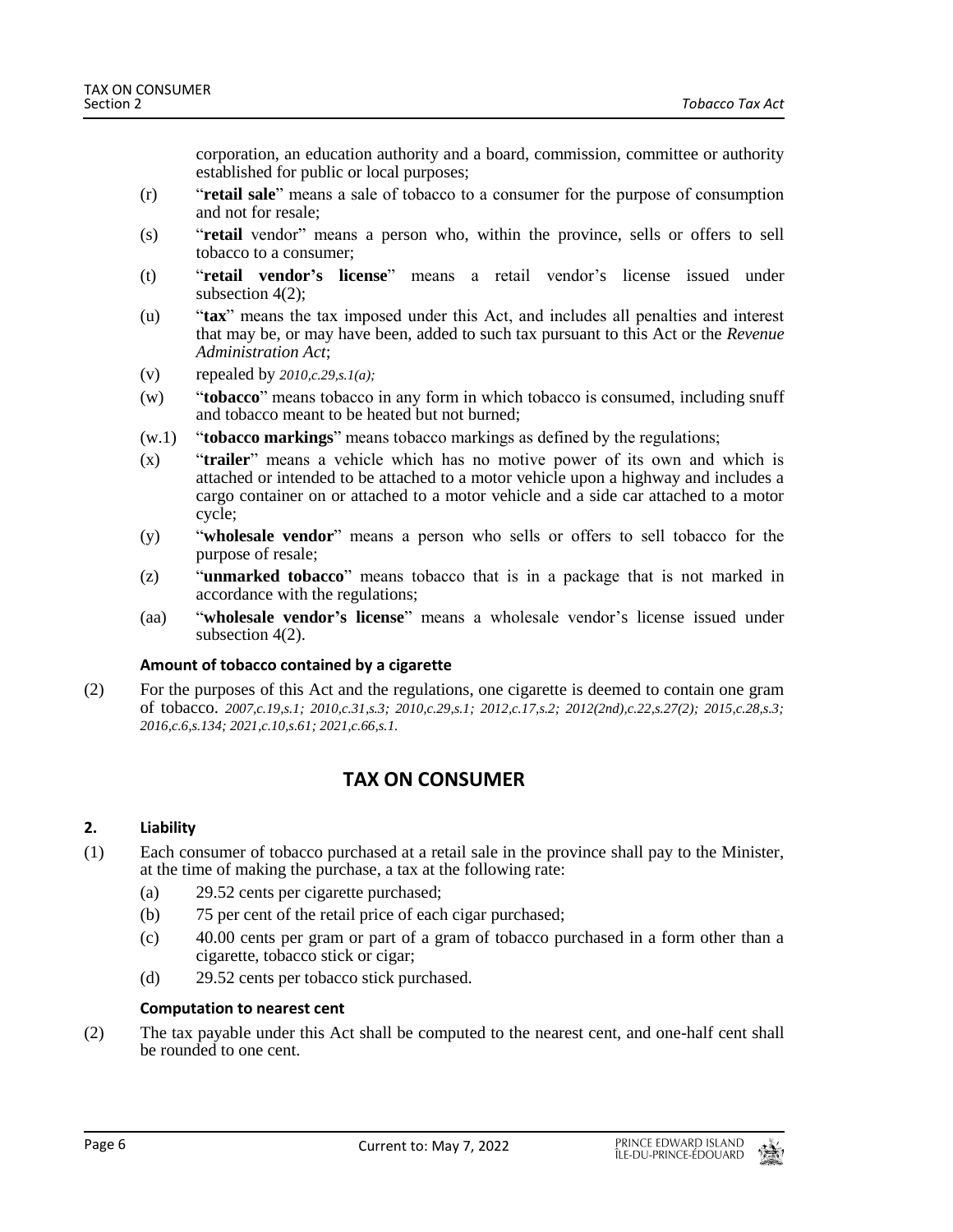corporation, an education authority and a board, commission, committee or authority established for public or local purposes;

(r) "**retail sale**" means a sale of tobacco to a consumer for the purpose of consumption and not for resale;

(s) "**retail** vendor" means a person who, within the province, sells or offers to sell tobacco to a consumer;

(t) "**retail vendor's license**" means a retail vendor's license issued under subsection 4(2);

(u) "**tax**" means the tax imposed under this Act, and includes all penalties and interest that may be, or may have been, added to such tax pursuant to this Act or the *Revenue Administration Act*;

(v) repealed by *2010,c.29,s.1(a);*

(w) "**tobacco**" means tobacco in any form in which tobacco is consumed, including snuff and tobacco meant to be heated but not burned;

(w.1) "**tobacco markings**" means tobacco markings as defined by the regulations;

(x) "**trailer**" means a vehicle which has no motive power of its own and which is attached or intended to be attached to a motor vehicle upon a highway and includes a cargo container on or attached to a motor vehicle and a side car attached to a motor cycle;

(y) "**wholesale vendor**" means a person who sells or offers to sell tobacco for the purpose of resale;

(z) "**unmarked tobacco**" means tobacco that is in a package that is not marked in accordance with the regulations;

(aa) "**wholesale vendor's license**" means a wholesale vendor's license issued under subsection 4(2).

**Amount of tobacco contained by a cigarette**

(2) For the purposes of this Act and the regulations, one cigarette is deemed to contain one gram of tobacco. *2007,c.19,s.1; 2010,c.31,s.3; 2010,c.29,s.1; 2012,c.17,s.2; 2012(2nd),c.22,s.27(2); 2015,c.28,s.3; 2016,c.6,s.134; 2021,c.10,s.61; 2021,c.66,s.1.*

## TAX ON CONSUMER

### 2. Liability

(1) Each consumer of tobacco purchased at a retail sale in the province shall pay to the Minister, at the time of making the purchase, a tax at the following rate:

(a) 29.52 cents per cigarette purchased;

(b) 75 per cent of the retail price of each cigar purchased;

(c) 40.00 cents per gram or part of a gram of tobacco purchased in a form other than a cigarette, tobacco stick or cigar;

(d) 29.52 cents per tobacco stick purchased.

**Computation to nearest cent**

(2) The tax payable under this Act shall be computed to the nearest cent, and one-half cent shall be rounded to one cent.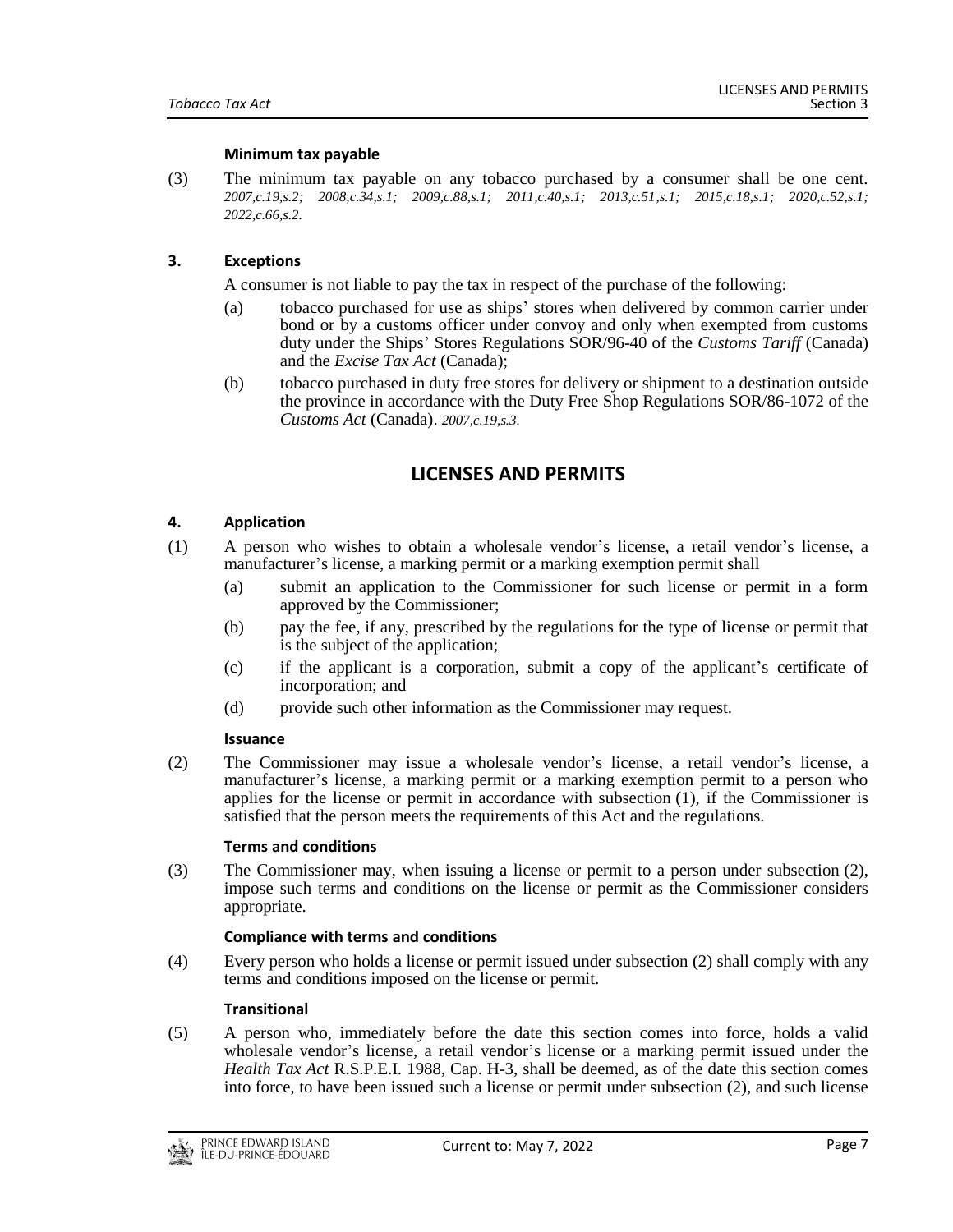#### Minimum tax payable

(3) The minimum tax payable on any tobacco purchased by a consumer shall be one cent. *2007,c.19,s.2; 2008,c.34,s.1; 2009,c.88,s.1; 2011,c.40,s.1; 2013,c.51,s.1; 2015,c.18,s.1; 2020,c.52,s.1; 2022,c.66,s.2.*

### 3. Exceptions

A consumer is not liable to pay the tax in respect of the purchase of the following:

(a) tobacco purchased for use as ships' stores when delivered by common carrier under bond or by a customs officer under convoy and only when exempted from customs duty under the Ships' Stores Regulations SOR/96-40 of the *Customs Tariff* (Canada) and the *Excise Tax Act* (Canada);

(b) tobacco purchased in duty free stores for delivery or shipment to a destination outside the province in accordance with the Duty Free Shop Regulations SOR/86-1072 of the *Customs Act* (Canada). *2007,c.19,s.3.*

## LICENSES AND PERMITS

### 4. Application

(1) A person who wishes to obtain a wholesale vendor's license, a retail vendor's license, a manufacturer's license, a marking permit or a marking exemption permit shall

(a) submit an application to the Commissioner for such license or permit in a form approved by the Commissioner;

(b) pay the fee, if any, prescribed by the regulations for the type of license or permit that is the subject of the application;

(c) if the applicant is a corporation, submit a copy of the applicant's certificate of incorporation; and

(d) provide such other information as the Commissioner may request.

#### Issuance

(2) The Commissioner may issue a wholesale vendor's license, a retail vendor's license, a manufacturer's license, a marking permit or a marking exemption permit to a person who applies for the license or permit in accordance with subsection (1), if the Commissioner is satisfied that the person meets the requirements of this Act and the regulations.

#### Terms and conditions

(3) The Commissioner may, when issuing a license or permit to a person under subsection (2), impose such terms and conditions on the license or permit as the Commissioner considers appropriate.

#### Compliance with terms and conditions

(4) Every person who holds a license or permit issued under subsection (2) shall comply with any terms and conditions imposed on the license or permit.

#### Transitional

(5) A person who, immediately before the date this section comes into force, holds a valid wholesale vendor's license, a retail vendor's license or a marking permit issued under the *Health Tax Act* R.S.P.E.I. 1988, Cap. H-3, shall be deemed, as of the date this section comes into force, to have been issued such a license or permit under subsection (2), and such license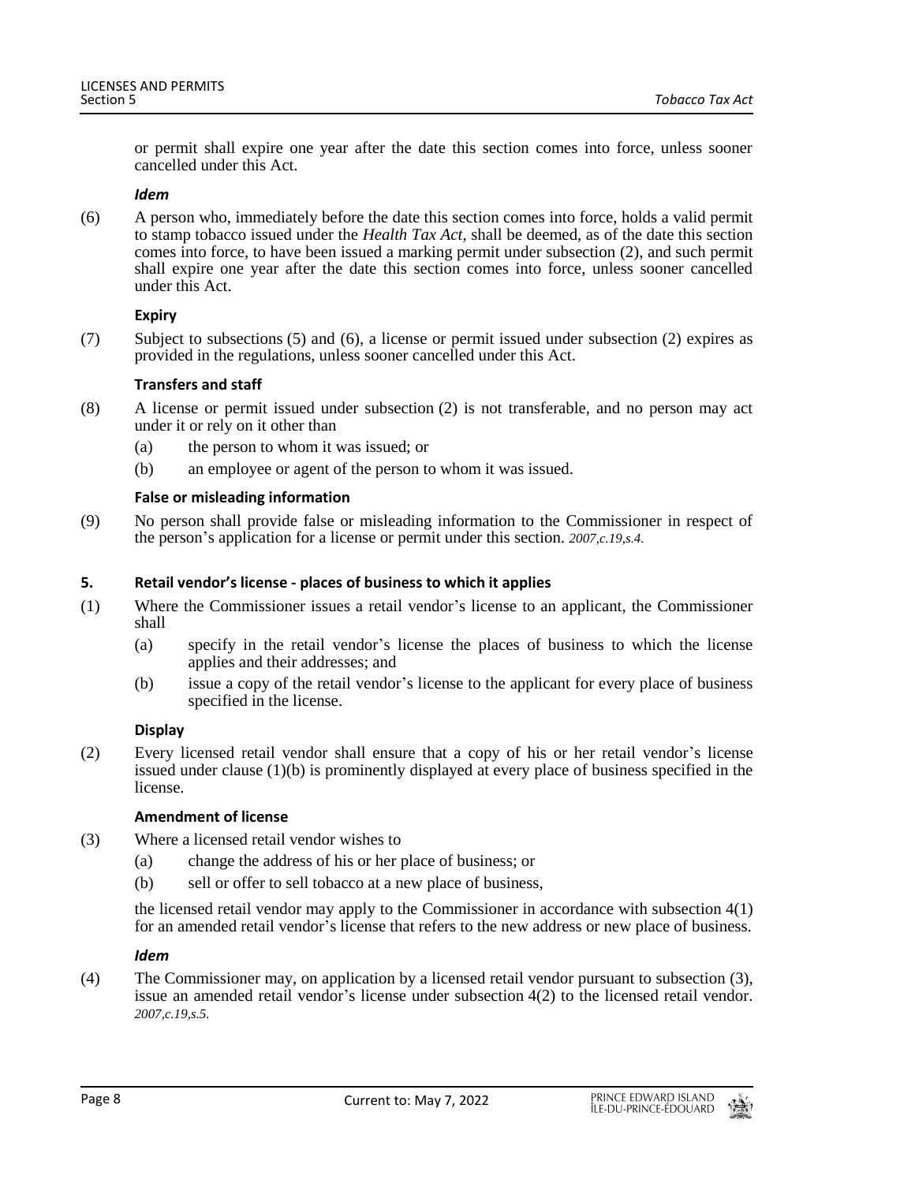or permit shall expire one year after the date this section comes into force, unless sooner cancelled under this Act.

***Idem***

(6) A person who, immediately before the date this section comes into force, holds a valid permit to stamp tobacco issued under the *Health Tax Act*, shall be deemed, as of the date this section comes into force, to have been issued a marking permit under subsection (2), and such permit shall expire one year after the date this section comes into force, unless sooner cancelled under this Act.

**Expiry**

(7) Subject to subsections (5) and (6), a license or permit issued under subsection (2) expires as provided in the regulations, unless sooner cancelled under this Act.

**Transfers and staff**

(8) A license or permit issued under subsection (2) is not transferable, and no person may act under it or rely on it other than

- (a) the person to whom it was issued; or
- (b) an employee or agent of the person to whom it was issued.

**False or misleading information**

(9) No person shall provide false or misleading information to the Commissioner in respect of the person's application for a license or permit under this section. *2007,c.19,s.4.*

### 5. Retail vendor's license - places of business to which it applies

(1) Where the Commissioner issues a retail vendor's license to an applicant, the Commissioner shall

- (a) specify in the retail vendor's license the places of business to which the license applies and their addresses; and
- (b) issue a copy of the retail vendor's license to the applicant for every place of business specified in the license.

**Display**

(2) Every licensed retail vendor shall ensure that a copy of his or her retail vendor's license issued under clause (1)(b) is prominently displayed at every place of business specified in the license.

**Amendment of license**

(3) Where a licensed retail vendor wishes to

- (a) change the address of his or her place of business; or
- (b) sell or offer to sell tobacco at a new place of business,

the licensed retail vendor may apply to the Commissioner in accordance with subsection 4(1) for an amended retail vendor's license that refers to the new address or new place of business.

***Idem***

(4) The Commissioner may, on application by a licensed retail vendor pursuant to subsection (3), issue an amended retail vendor's license under subsection 4(2) to the licensed retail vendor. *2007,c.19,s.5.*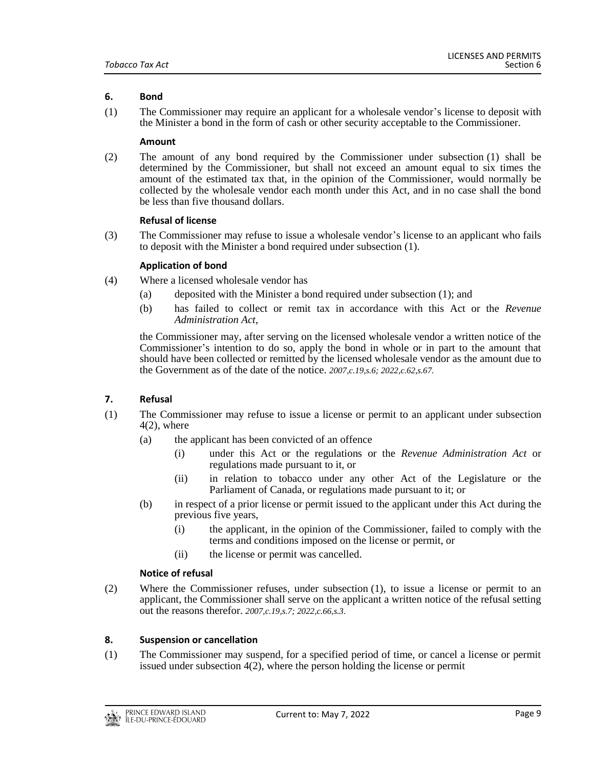## 6. Bond

(1) The Commissioner may require an applicant for a wholesale vendor's license to deposit with the Minister a bond in the form of cash or other security acceptable to the Commissioner.

**Amount**

(2) The amount of any bond required by the Commissioner under subsection (1) shall be determined by the Commissioner, but shall not exceed an amount equal to six times the amount of the estimated tax that, in the opinion of the Commissioner, would normally be collected by the wholesale vendor each month under this Act, and in no case shall the bond be less than five thousand dollars.

**Refusal of license**

(3) The Commissioner may refuse to issue a wholesale vendor's license to an applicant who fails to deposit with the Minister a bond required under subsection (1).

**Application of bond**

(4) Where a licensed wholesale vendor has

- (a) deposited with the Minister a bond required under subsection (1); and
- (b) has failed to collect or remit tax in accordance with this Act or the *Revenue Administration Act*,

the Commissioner may, after serving on the licensed wholesale vendor a written notice of the Commissioner's intention to do so, apply the bond in whole or in part to the amount that should have been collected or remitted by the licensed wholesale vendor as the amount due to the Government as of the date of the notice. *2007,c.19,s.6; 2022,c.62,s.67.*

## 7. Refusal

(1) The Commissioner may refuse to issue a license or permit to an applicant under subsection 4(2), where

- (a) the applicant has been convicted of an offence
  - (i) under this Act or the regulations or the *Revenue Administration Act* or regulations made pursuant to it, or
  - (ii) in relation to tobacco under any other Act of the Legislature or the Parliament of Canada, or regulations made pursuant to it; or
- (b) in respect of a prior license or permit issued to the applicant under this Act during the previous five years,
  - (i) the applicant, in the opinion of the Commissioner, failed to comply with the terms and conditions imposed on the license or permit, or
  - (ii) the license or permit was cancelled.

**Notice of refusal**

(2) Where the Commissioner refuses, under subsection (1), to issue a license or permit to an applicant, the Commissioner shall serve on the applicant a written notice of the refusal setting out the reasons therefor. *2007,c.19,s.7; 2022,c.66,s.3.*

## 8. Suspension or cancellation

(1) The Commissioner may suspend, for a specified period of time, or cancel a license or permit issued under subsection 4(2), where the person holding the license or permit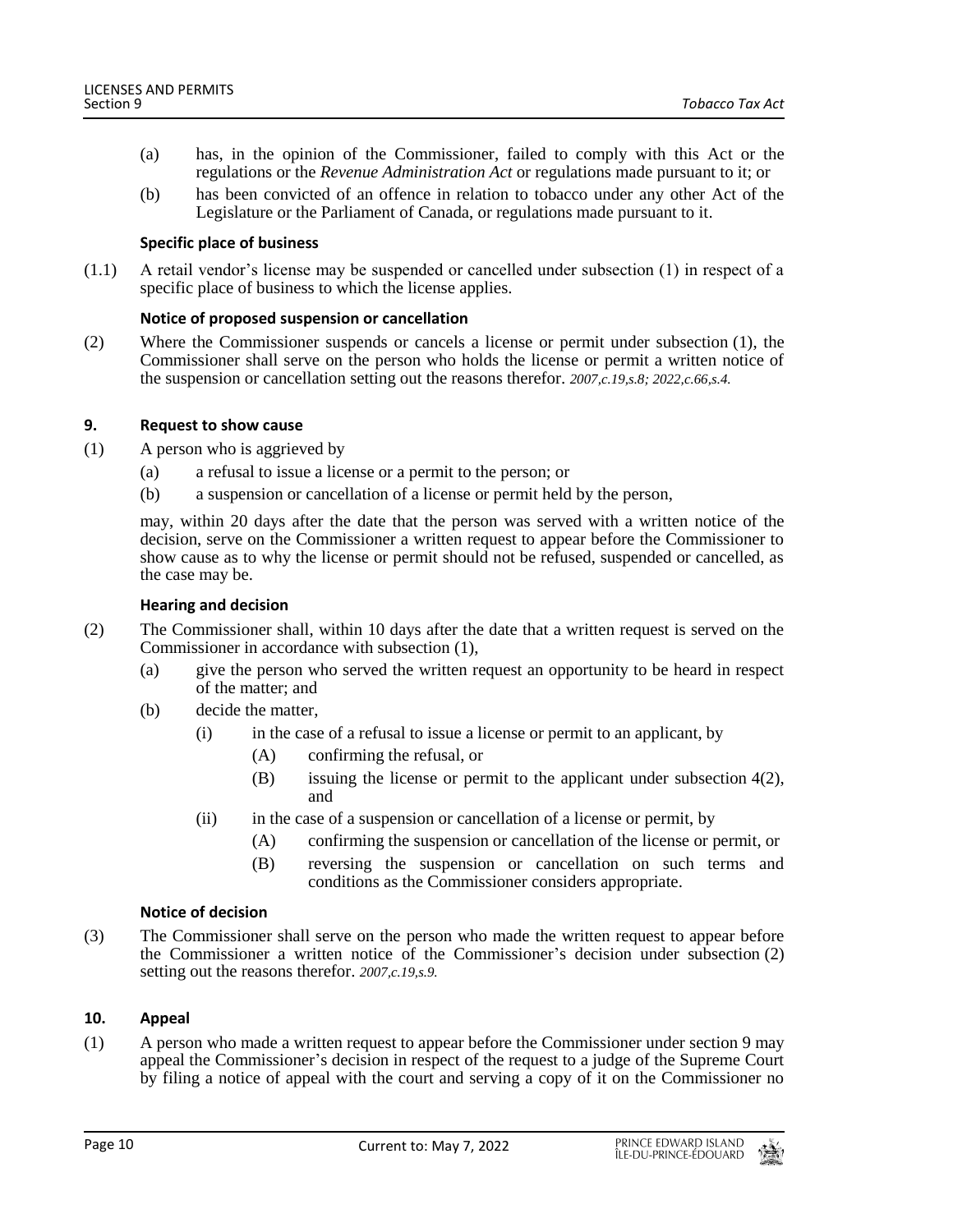(a) has, in the opinion of the Commissioner, failed to comply with this Act or the regulations or the *Revenue Administration Act* or regulations made pursuant to it; or

(b) has been convicted of an offence in relation to tobacco under any other Act of the Legislature or the Parliament of Canada, or regulations made pursuant to it.

**Specific place of business**

(1.1) A retail vendor's license may be suspended or cancelled under subsection (1) in respect of a specific place of business to which the license applies.

**Notice of proposed suspension or cancellation**

(2) Where the Commissioner suspends or cancels a license or permit under subsection (1), the Commissioner shall serve on the person who holds the license or permit a written notice of the suspension or cancellation setting out the reasons therefor. *2007,c.19,s.8; 2022,c.66,s.4.*

### 9. Request to show cause

(1) A person who is aggrieved by

(a) a refusal to issue a license or a permit to the person; or

(b) a suspension or cancellation of a license or permit held by the person,

may, within 20 days after the date that the person was served with a written notice of the decision, serve on the Commissioner a written request to appear before the Commissioner to show cause as to why the license or permit should not be refused, suspended or cancelled, as the case may be.

**Hearing and decision**

(2) The Commissioner shall, within 10 days after the date that a written request is served on the Commissioner in accordance with subsection (1),

(a) give the person who served the written request an opportunity to be heard in respect of the matter; and

(b) decide the matter,

(i) in the case of a refusal to issue a license or permit to an applicant, by

(A) confirming the refusal, or

(B) issuing the license or permit to the applicant under subsection 4(2), and

(ii) in the case of a suspension or cancellation of a license or permit, by

(A) confirming the suspension or cancellation of the license or permit, or

(B) reversing the suspension or cancellation on such terms and conditions as the Commissioner considers appropriate.

**Notice of decision**

(3) The Commissioner shall serve on the person who made the written request to appear before the Commissioner a written notice of the Commissioner's decision under subsection (2) setting out the reasons therefor. *2007,c.19,s.9.*

### 10. Appeal

(1) A person who made a written request to appear before the Commissioner under section 9 may appeal the Commissioner's decision in respect of the request to a judge of the Supreme Court by filing a notice of appeal with the court and serving a copy of it on the Commissioner no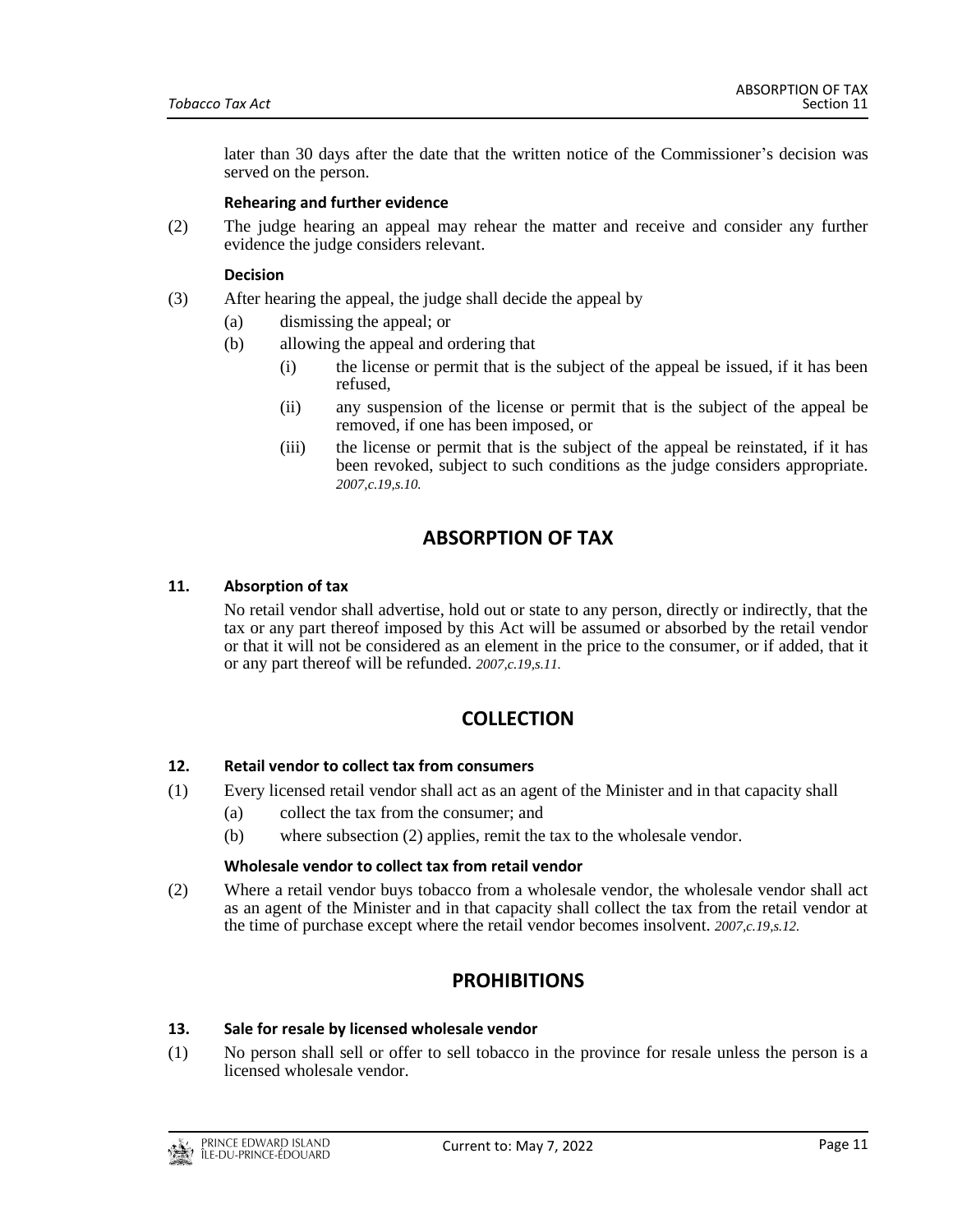later than 30 days after the date that the written notice of the Commissioner's decision was served on the person.

**Rehearing and further evidence**

(2) The judge hearing an appeal may rehear the matter and receive and consider any further evidence the judge considers relevant.

**Decision**

(3) After hearing the appeal, the judge shall decide the appeal by

(a) dismissing the appeal; or

(b) allowing the appeal and ordering that

(i) the license or permit that is the subject of the appeal be issued, if it has been refused,

(ii) any suspension of the license or permit that is the subject of the appeal be removed, if one has been imposed, or

(iii) the license or permit that is the subject of the appeal be reinstated, if it has been revoked, subject to such conditions as the judge considers appropriate. *2007,c.19,s.10.*

## ABSORPTION OF TAX

**11. Absorption of tax**

No retail vendor shall advertise, hold out or state to any person, directly or indirectly, that the tax or any part thereof imposed by this Act will be assumed or absorbed by the retail vendor or that it will not be considered as an element in the price to the consumer, or if added, that it or any part thereof will be refunded. *2007,c.19,s.11.*

## COLLECTION

**12. Retail vendor to collect tax from consumers**

(1) Every licensed retail vendor shall act as an agent of the Minister and in that capacity shall

(a) collect the tax from the consumer; and

(b) where subsection (2) applies, remit the tax to the wholesale vendor.

**Wholesale vendor to collect tax from retail vendor**

(2) Where a retail vendor buys tobacco from a wholesale vendor, the wholesale vendor shall act as an agent of the Minister and in that capacity shall collect the tax from the retail vendor at the time of purchase except where the retail vendor becomes insolvent. *2007,c.19,s.12.*

## PROHIBITIONS

**13. Sale for resale by licensed wholesale vendor**

(1) No person shall sell or offer to sell tobacco in the province for resale unless the person is a licensed wholesale vendor.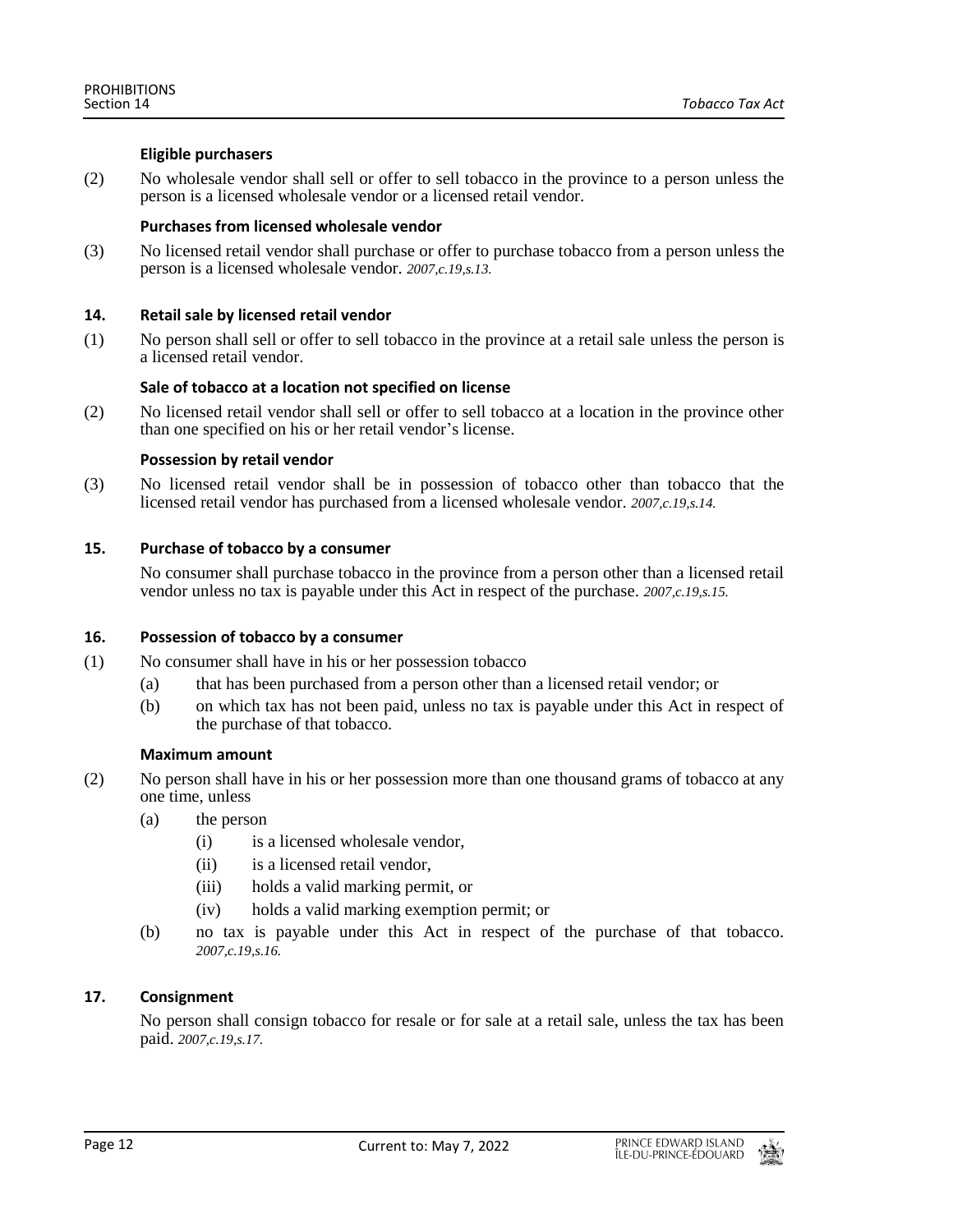**Eligible purchasers**

(2) No wholesale vendor shall sell or offer to sell tobacco in the province to a person unless the person is a licensed wholesale vendor or a licensed retail vendor.

**Purchases from licensed wholesale vendor**

(3) No licensed retail vendor shall purchase or offer to purchase tobacco from a person unless the person is a licensed wholesale vendor. *2007,c.19,s.13.*

### 14. Retail sale by licensed retail vendor

(1) No person shall sell or offer to sell tobacco in the province at a retail sale unless the person is a licensed retail vendor.

**Sale of tobacco at a location not specified on license**

(2) No licensed retail vendor shall sell or offer to sell tobacco at a location in the province other than one specified on his or her retail vendor's license.

**Possession by retail vendor**

(3) No licensed retail vendor shall be in possession of tobacco other than tobacco that the licensed retail vendor has purchased from a licensed wholesale vendor. *2007,c.19,s.14.*

### 15. Purchase of tobacco by a consumer

No consumer shall purchase tobacco in the province from a person other than a licensed retail vendor unless no tax is payable under this Act in respect of the purchase. *2007,c.19,s.15.*

### 16. Possession of tobacco by a consumer

(1) No consumer shall have in his or her possession tobacco

- (a) that has been purchased from a person other than a licensed retail vendor; or
- (b) on which tax has not been paid, unless no tax is payable under this Act in respect of the purchase of that tobacco.

**Maximum amount**

(2) No person shall have in his or her possession more than one thousand grams of tobacco at any one time, unless

- (a) the person
  - (i) is a licensed wholesale vendor,
  - (ii) is a licensed retail vendor,
  - (iii) holds a valid marking permit, or
  - (iv) holds a valid marking exemption permit; or
- (b) no tax is payable under this Act in respect of the purchase of that tobacco. *2007,c.19,s.16.*

### 17. Consignment

No person shall consign tobacco for resale or for sale at a retail sale, unless the tax has been paid. *2007,c.19,s.17.*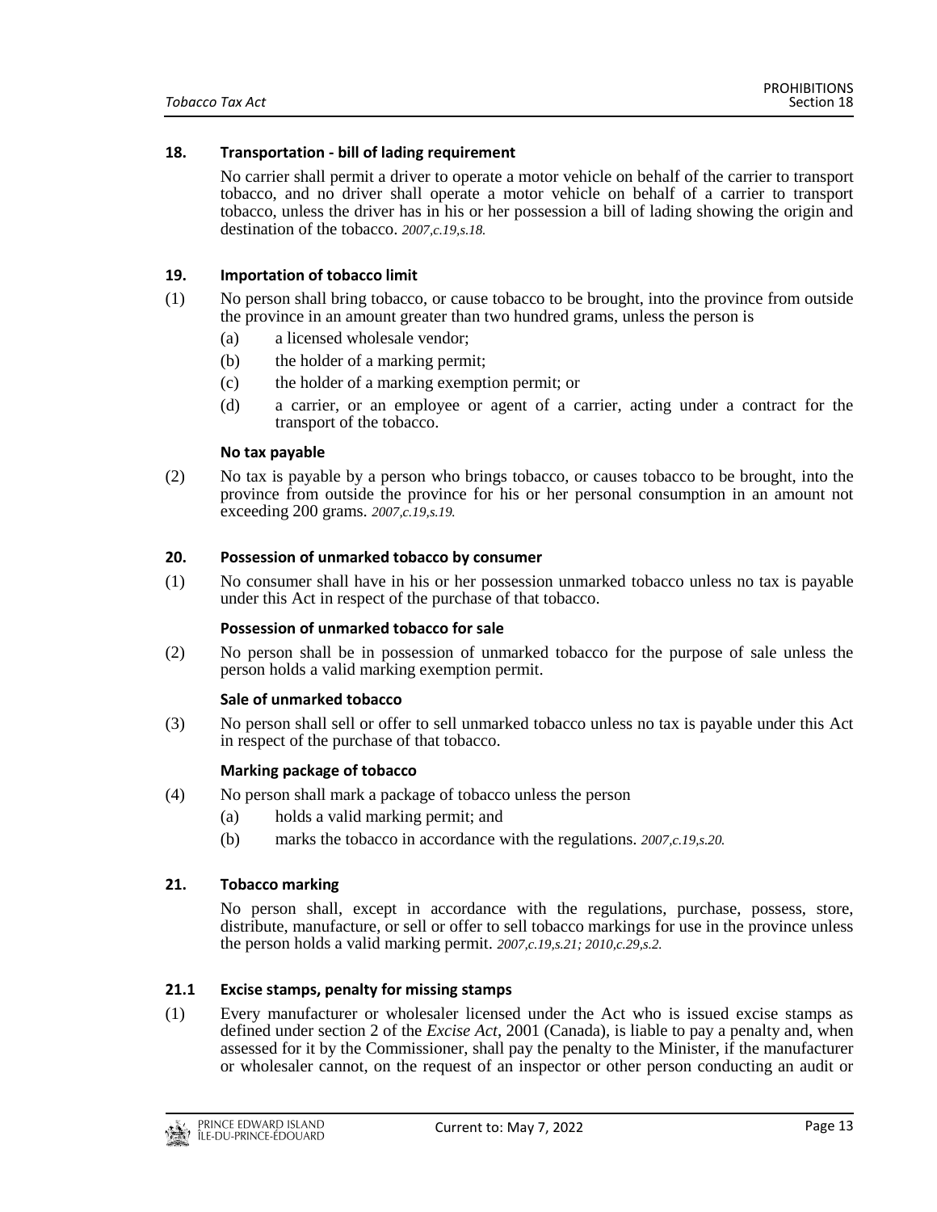### 18. Transportation - bill of lading requirement

No carrier shall permit a driver to operate a motor vehicle on behalf of the carrier to transport tobacco, and no driver shall operate a motor vehicle on behalf of a carrier to transport tobacco, unless the driver has in his or her possession a bill of lading showing the origin and destination of the tobacco. *2007,c.19,s.18.*

### 19. Importation of tobacco limit

(1) No person shall bring tobacco, or cause tobacco to be brought, into the province from outside the province in an amount greater than two hundred grams, unless the person is

- (a) a licensed wholesale vendor;
- (b) the holder of a marking permit;
- (c) the holder of a marking exemption permit; or
- (d) a carrier, or an employee or agent of a carrier, acting under a contract for the transport of the tobacco.

**No tax payable**

(2) No tax is payable by a person who brings tobacco, or causes tobacco to be brought, into the province from outside the province for his or her personal consumption in an amount not exceeding 200 grams. *2007,c.19,s.19.*

### 20. Possession of unmarked tobacco by consumer

(1) No consumer shall have in his or her possession unmarked tobacco unless no tax is payable under this Act in respect of the purchase of that tobacco.

**Possession of unmarked tobacco for sale**

(2) No person shall be in possession of unmarked tobacco for the purpose of sale unless the person holds a valid marking exemption permit.

**Sale of unmarked tobacco**

(3) No person shall sell or offer to sell unmarked tobacco unless no tax is payable under this Act in respect of the purchase of that tobacco.

**Marking package of tobacco**

(4) No person shall mark a package of tobacco unless the person

- (a) holds a valid marking permit; and
- (b) marks the tobacco in accordance with the regulations. *2007,c.19,s.20.*

### 21. Tobacco marking

No person shall, except in accordance with the regulations, purchase, possess, store, distribute, manufacture, or sell or offer to sell tobacco markings for use in the province unless the person holds a valid marking permit. *2007,c.19,s.21; 2010,c.29,s.2.*

### 21.1 Excise stamps, penalty for missing stamps

(1) Every manufacturer or wholesaler licensed under the Act who is issued excise stamps as defined under section 2 of the *Excise Act*, 2001 (Canada), is liable to pay a penalty and, when assessed for it by the Commissioner, shall pay the penalty to the Minister, if the manufacturer or wholesaler cannot, on the request of an inspector or other person conducting an audit or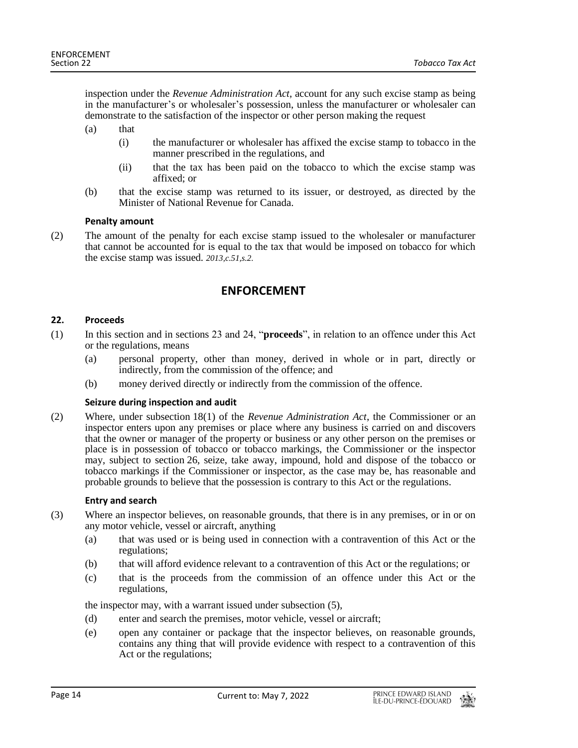inspection under the *Revenue Administration Act*, account for any such excise stamp as being in the manufacturer's or wholesaler's possession, unless the manufacturer or wholesaler can demonstrate to the satisfaction of the inspector or other person making the request

(a) that

(i) the manufacturer or wholesaler has affixed the excise stamp to tobacco in the manner prescribed in the regulations, and

(ii) that the tax has been paid on the tobacco to which the excise stamp was affixed; or

(b) that the excise stamp was returned to its issuer, or destroyed, as directed by the Minister of National Revenue for Canada.

#### Penalty amount

(2) The amount of the penalty for each excise stamp issued to the wholesaler or manufacturer that cannot be accounted for is equal to the tax that would be imposed on tobacco for which the excise stamp was issued. *2013,c.51,s.2.*

## ENFORCEMENT

### 22. Proceeds

(1) In this section and in sections 23 and 24, "**proceeds**", in relation to an offence under this Act or the regulations, means

(a) personal property, other than money, derived in whole or in part, directly or indirectly, from the commission of the offence; and

(b) money derived directly or indirectly from the commission of the offence.

#### Seizure during inspection and audit

(2) Where, under subsection 18(1) of the *Revenue Administration Act*, the Commissioner or an inspector enters upon any premises or place where any business is carried on and discovers that the owner or manager of the property or business or any other person on the premises or place is in possession of tobacco or tobacco markings, the Commissioner or the inspector may, subject to section 26, seize, take away, impound, hold and dispose of the tobacco or tobacco markings if the Commissioner or inspector, as the case may be, has reasonable and probable grounds to believe that the possession is contrary to this Act or the regulations.

#### Entry and search

(3) Where an inspector believes, on reasonable grounds, that there is in any premises, or in or on any motor vehicle, vessel or aircraft, anything

(a) that was used or is being used in connection with a contravention of this Act or the regulations;

(b) that will afford evidence relevant to a contravention of this Act or the regulations; or

(c) that is the proceeds from the commission of an offence under this Act or the regulations,

the inspector may, with a warrant issued under subsection (5),

(d) enter and search the premises, motor vehicle, vessel or aircraft;

(e) open any container or package that the inspector believes, on reasonable grounds, contains any thing that will provide evidence with respect to a contravention of this Act or the regulations;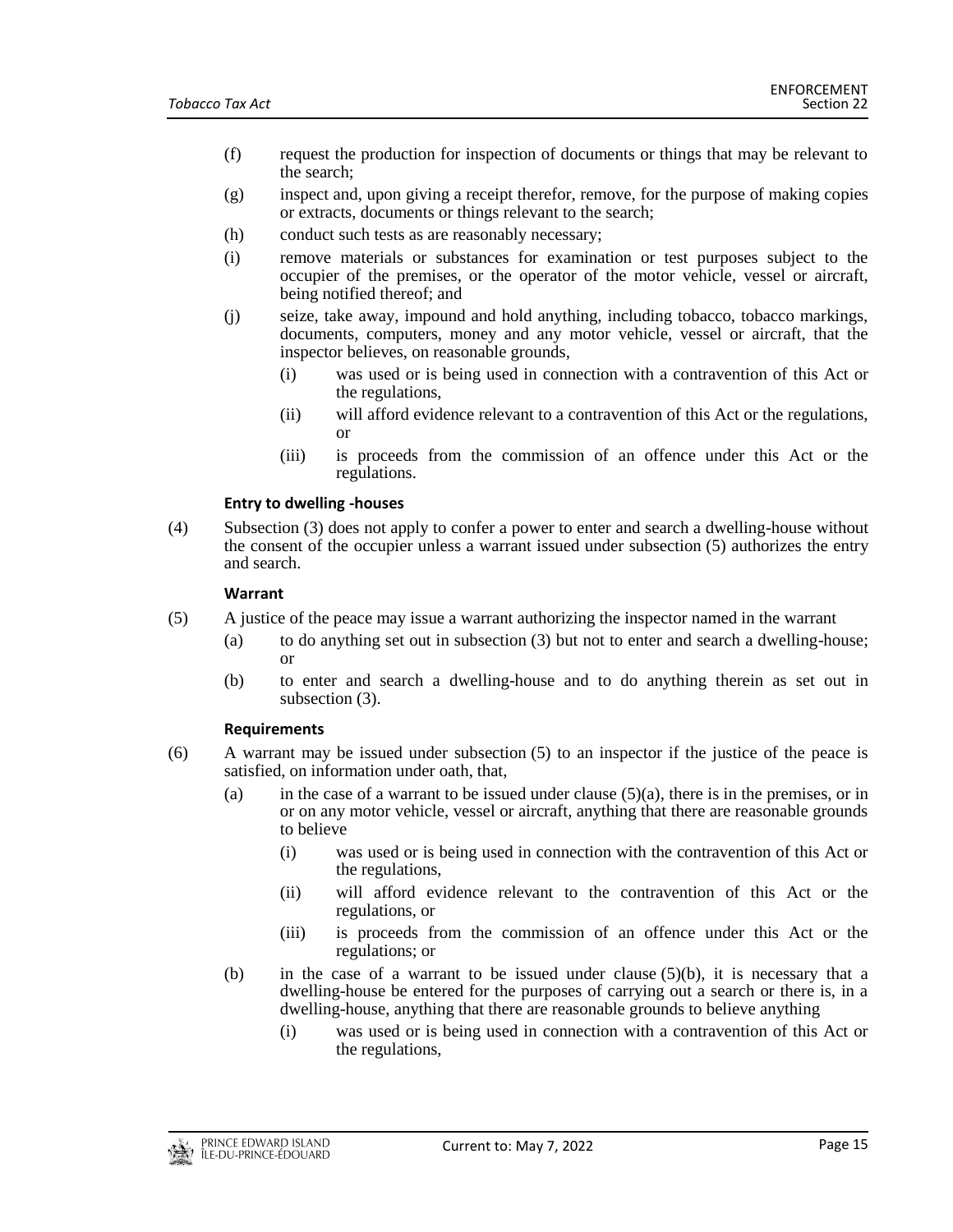(f) request the production for inspection of documents or things that may be relevant to the search;

(g) inspect and, upon giving a receipt therefor, remove, for the purpose of making copies or extracts, documents or things relevant to the search;

(h) conduct such tests as are reasonably necessary;

(i) remove materials or substances for examination or test purposes subject to the occupier of the premises, or the operator of the motor vehicle, vessel or aircraft, being notified thereof; and

(j) seize, take away, impound and hold anything, including tobacco, tobacco markings, documents, computers, money and any motor vehicle, vessel or aircraft, that the inspector believes, on reasonable grounds,

  (i) was used or is being used in connection with a contravention of this Act or the regulations,

  (ii) will afford evidence relevant to a contravention of this Act or the regulations, or

  (iii) is proceeds from the commission of an offence under this Act or the regulations.

**Entry to dwelling -houses**

(4) Subsection (3) does not apply to confer a power to enter and search a dwelling-house without the consent of the occupier unless a warrant issued under subsection (5) authorizes the entry and search.

**Warrant**

(5) A justice of the peace may issue a warrant authorizing the inspector named in the warrant

  (a) to do anything set out in subsection (3) but not to enter and search a dwelling-house; or

  (b) to enter and search a dwelling-house and to do anything therein as set out in subsection (3).

**Requirements**

(6) A warrant may be issued under subsection (5) to an inspector if the justice of the peace is satisfied, on information under oath, that,

  (a) in the case of a warrant to be issued under clause (5)(a), there is in the premises, or in or on any motor vehicle, vessel or aircraft, anything that there are reasonable grounds to believe

    (i) was used or is being used in connection with the contravention of this Act or the regulations,

    (ii) will afford evidence relevant to the contravention of this Act or the regulations, or

    (iii) is proceeds from the commission of an offence under this Act or the regulations; or

  (b) in the case of a warrant to be issued under clause (5)(b), it is necessary that a dwelling-house be entered for the purposes of carrying out a search or there is, in a dwelling-house, anything that there are reasonable grounds to believe anything

    (i) was used or is being used in connection with a contravention of this Act or the regulations,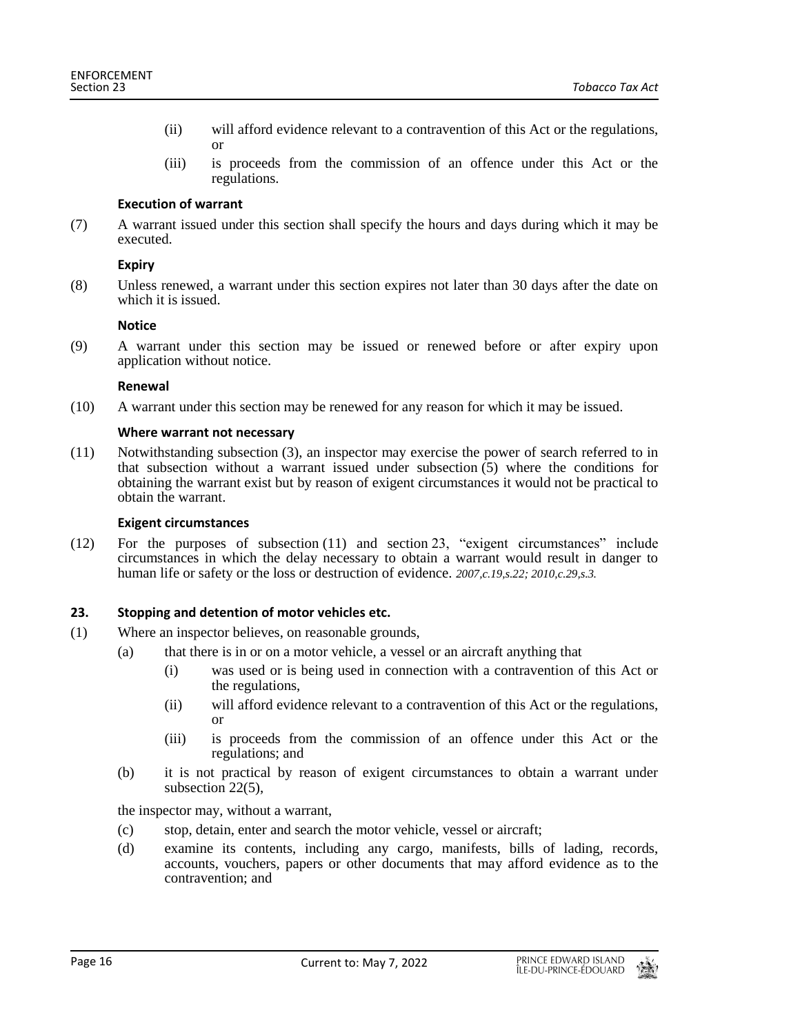(ii) will afford evidence relevant to a contravention of this Act or the regulations, or

(iii) is proceeds from the commission of an offence under this Act or the regulations.

**Execution of warrant**

(7) A warrant issued under this section shall specify the hours and days during which it may be executed.

**Expiry**

(8) Unless renewed, a warrant under this section expires not later than 30 days after the date on which it is issued.

**Notice**

(9) A warrant under this section may be issued or renewed before or after expiry upon application without notice.

**Renewal**

(10) A warrant under this section may be renewed for any reason for which it may be issued.

**Where warrant not necessary**

(11) Notwithstanding subsection (3), an inspector may exercise the power of search referred to in that subsection without a warrant issued under subsection (5) where the conditions for obtaining the warrant exist but by reason of exigent circumstances it would not be practical to obtain the warrant.

**Exigent circumstances**

(12) For the purposes of subsection (11) and section 23, "exigent circumstances" include circumstances in which the delay necessary to obtain a warrant would result in danger to human life or safety or the loss or destruction of evidence. *2007,c.19,s.22; 2010,c.29,s.3.*

### 23. Stopping and detention of motor vehicles etc.

(1) Where an inspector believes, on reasonable grounds,

(a) that there is in or on a motor vehicle, a vessel or an aircraft anything that

(i) was used or is being used in connection with a contravention of this Act or the regulations,

(ii) will afford evidence relevant to a contravention of this Act or the regulations, or

(iii) is proceeds from the commission of an offence under this Act or the regulations; and

(b) it is not practical by reason of exigent circumstances to obtain a warrant under subsection 22(5),

the inspector may, without a warrant,

(c) stop, detain, enter and search the motor vehicle, vessel or aircraft;

(d) examine its contents, including any cargo, manifests, bills of lading, records, accounts, vouchers, papers or other documents that may afford evidence as to the contravention; and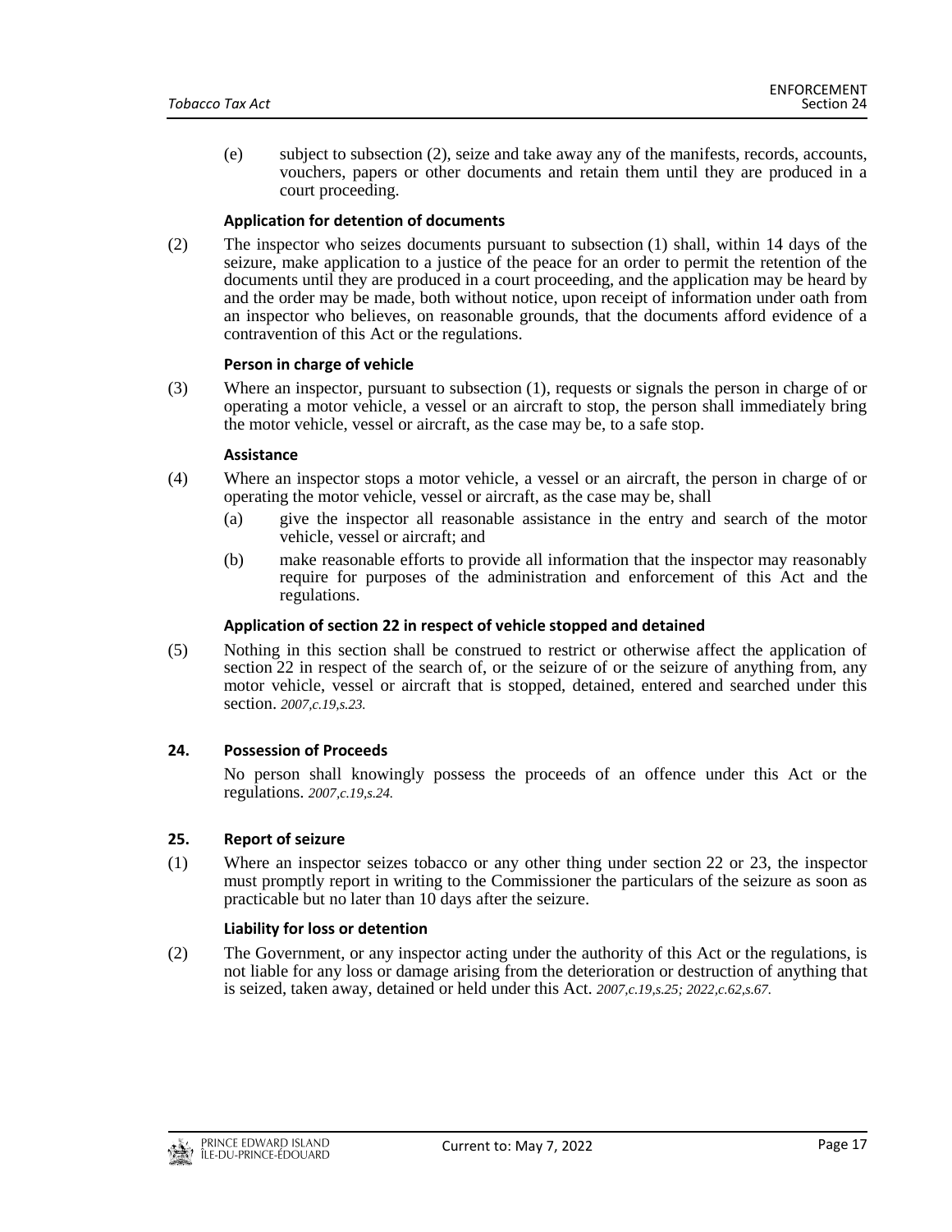(e) subject to subsection (2), seize and take away any of the manifests, records, accounts, vouchers, papers or other documents and retain them until they are produced in a court proceeding.

**Application for detention of documents**

(2) The inspector who seizes documents pursuant to subsection (1) shall, within 14 days of the seizure, make application to a justice of the peace for an order to permit the retention of the documents until they are produced in a court proceeding, and the application may be heard by and the order may be made, both without notice, upon receipt of information under oath from an inspector who believes, on reasonable grounds, that the documents afford evidence of a contravention of this Act or the regulations.

**Person in charge of vehicle**

(3) Where an inspector, pursuant to subsection (1), requests or signals the person in charge of or operating a motor vehicle, a vessel or an aircraft to stop, the person shall immediately bring the motor vehicle, vessel or aircraft, as the case may be, to a safe stop.

**Assistance**

(4) Where an inspector stops a motor vehicle, a vessel or an aircraft, the person in charge of or operating the motor vehicle, vessel or aircraft, as the case may be, shall

(a) give the inspector all reasonable assistance in the entry and search of the motor vehicle, vessel or aircraft; and

(b) make reasonable efforts to provide all information that the inspector may reasonably require for purposes of the administration and enforcement of this Act and the regulations.

**Application of section 22 in respect of vehicle stopped and detained**

(5) Nothing in this section shall be construed to restrict or otherwise affect the application of section 22 in respect of the search of, or the seizure of or the seizure of anything from, any motor vehicle, vessel or aircraft that is stopped, detained, entered and searched under this section. *2007,c.19,s.23.*

**24. Possession of Proceeds**

No person shall knowingly possess the proceeds of an offence under this Act or the regulations. *2007,c.19,s.24.*

**25. Report of seizure**

(1) Where an inspector seizes tobacco or any other thing under section 22 or 23, the inspector must promptly report in writing to the Commissioner the particulars of the seizure as soon as practicable but no later than 10 days after the seizure.

**Liability for loss or detention**

(2) The Government, or any inspector acting under the authority of this Act or the regulations, is not liable for any loss or damage arising from the deterioration or destruction of anything that is seized, taken away, detained or held under this Act. *2007,c.19,s.25; 2022,c.62,s.67.*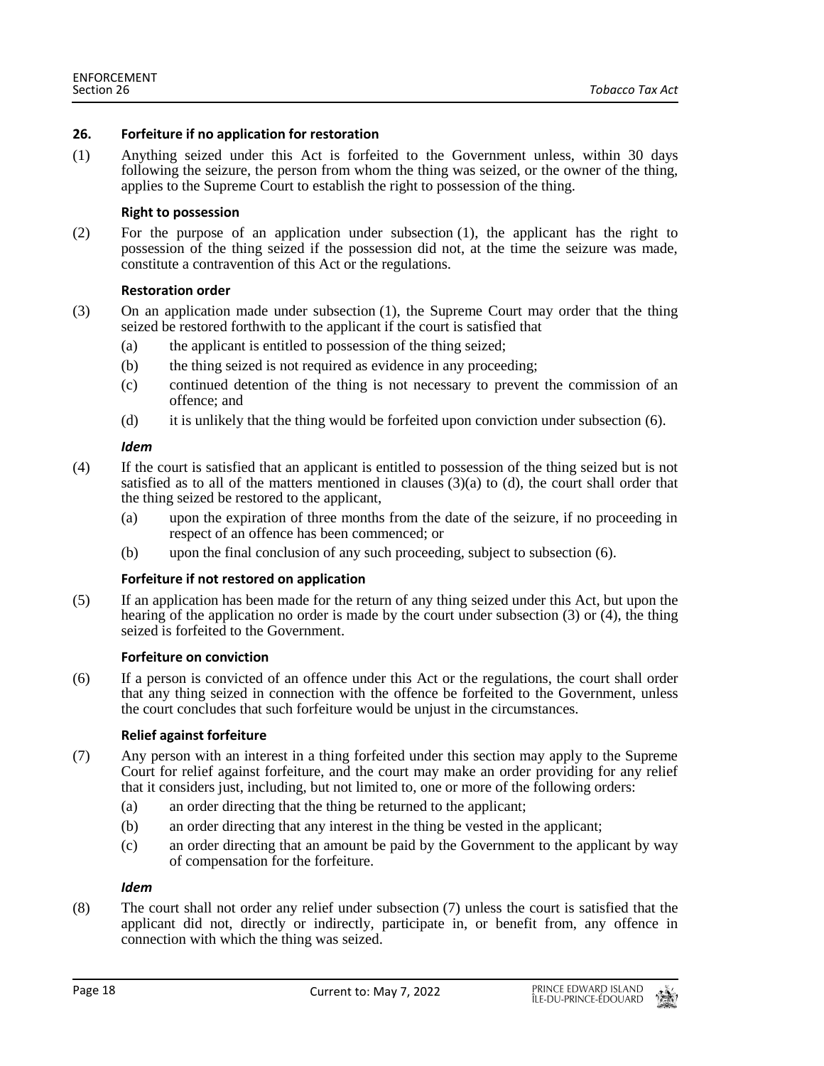### 26. Forfeiture if no application for restoration

(1) Anything seized under this Act is forfeited to the Government unless, within 30 days following the seizure, the person from whom the thing was seized, or the owner of the thing, applies to the Supreme Court to establish the right to possession of the thing.

**Right to possession**

(2) For the purpose of an application under subsection (1), the applicant has the right to possession of the thing seized if the possession did not, at the time the seizure was made, constitute a contravention of this Act or the regulations.

**Restoration order**

(3) On an application made under subsection (1), the Supreme Court may order that the thing seized be restored forthwith to the applicant if the court is satisfied that

- (a) the applicant is entitled to possession of the thing seized;
- (b) the thing seized is not required as evidence in any proceeding;
- (c) continued detention of the thing is not necessary to prevent the commission of an offence; and
- (d) it is unlikely that the thing would be forfeited upon conviction under subsection (6).

***Idem***

(4) If the court is satisfied that an applicant is entitled to possession of the thing seized but is not satisfied as to all of the matters mentioned in clauses (3)(a) to (d), the court shall order that the thing seized be restored to the applicant,

- (a) upon the expiration of three months from the date of the seizure, if no proceeding in respect of an offence has been commenced; or
- (b) upon the final conclusion of any such proceeding, subject to subsection (6).

**Forfeiture if not restored on application**

(5) If an application has been made for the return of any thing seized under this Act, but upon the hearing of the application no order is made by the court under subsection (3) or (4), the thing seized is forfeited to the Government.

**Forfeiture on conviction**

(6) If a person is convicted of an offence under this Act or the regulations, the court shall order that any thing seized in connection with the offence be forfeited to the Government, unless the court concludes that such forfeiture would be unjust in the circumstances.

**Relief against forfeiture**

(7) Any person with an interest in a thing forfeited under this section may apply to the Supreme Court for relief against forfeiture, and the court may make an order providing for any relief that it considers just, including, but not limited to, one or more of the following orders:

- (a) an order directing that the thing be returned to the applicant;
- (b) an order directing that any interest in the thing be vested in the applicant;
- (c) an order directing that an amount be paid by the Government to the applicant by way of compensation for the forfeiture.

***Idem***

(8) The court shall not order any relief under subsection (7) unless the court is satisfied that the applicant did not, directly or indirectly, participate in, or benefit from, any offence in connection with which the thing was seized.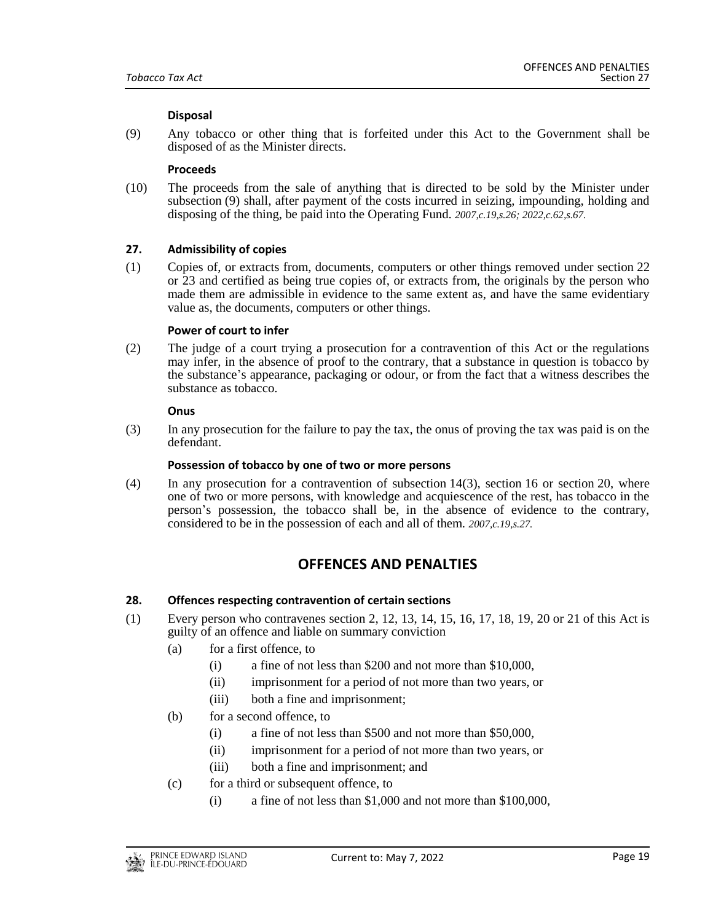**Disposal**

(9) Any tobacco or other thing that is forfeited under this Act to the Government shall be disposed of as the Minister directs.

**Proceeds**

(10) The proceeds from the sale of anything that is directed to be sold by the Minister under subsection (9) shall, after payment of the costs incurred in seizing, impounding, holding and disposing of the thing, be paid into the Operating Fund. *2007,c.19,s.26; 2022,c.62,s.67.*

### 27. Admissibility of copies

(1) Copies of, or extracts from, documents, computers or other things removed under section 22 or 23 and certified as being true copies of, or extracts from, the originals by the person who made them are admissible in evidence to the same extent as, and have the same evidentiary value as, the documents, computers or other things.

**Power of court to infer**

(2) The judge of a court trying a prosecution for a contravention of this Act or the regulations may infer, in the absence of proof to the contrary, that a substance in question is tobacco by the substance's appearance, packaging or odour, or from the fact that a witness describes the substance as tobacco.

**Onus**

(3) In any prosecution for the failure to pay the tax, the onus of proving the tax was paid is on the defendant.

**Possession of tobacco by one of two or more persons**

(4) In any prosecution for a contravention of subsection 14(3), section 16 or section 20, where one of two or more persons, with knowledge and acquiescence of the rest, has tobacco in the person's possession, the tobacco shall be, in the absence of evidence to the contrary, considered to be in the possession of each and all of them. *2007,c.19,s.27.*

## OFFENCES AND PENALTIES

### 28. Offences respecting contravention of certain sections

(1) Every person who contravenes section 2, 12, 13, 14, 15, 16, 17, 18, 19, 20 or 21 of this Act is guilty of an offence and liable on summary conviction

- (a) for a first offence, to
  - (i) a fine of not less than $200 and not more than $10,000,
  - (ii) imprisonment for a period of not more than two years, or
  - (iii) both a fine and imprisonment;
- (b) for a second offence, to
  - (i) a fine of not less than $500 and not more than $50,000,
  - (ii) imprisonment for a period of not more than two years, or
  - (iii) both a fine and imprisonment; and
- (c) for a third or subsequent offence, to
  - (i) a fine of not less than $1,000 and not more than $100,000,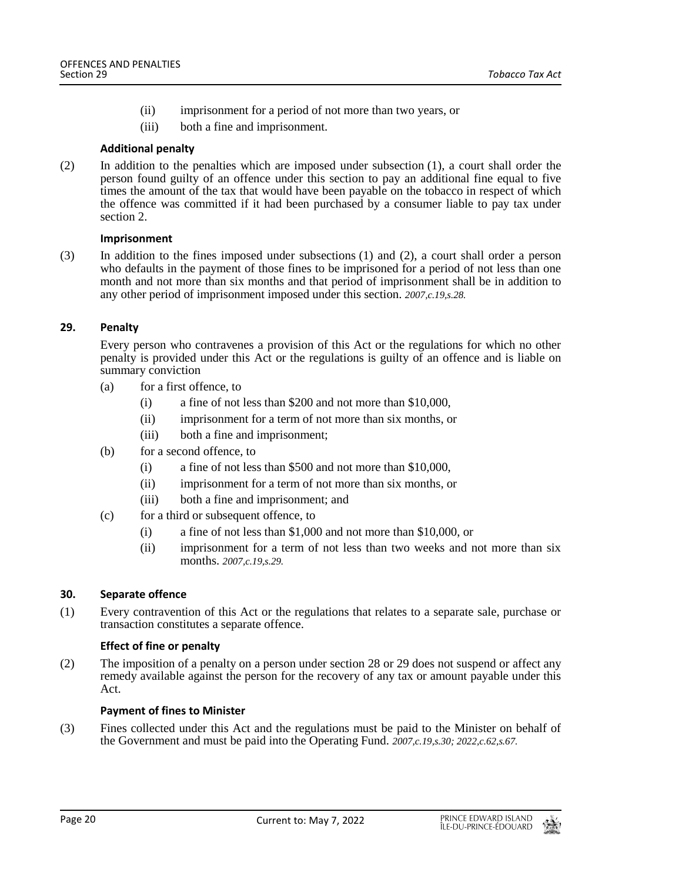(ii) imprisonment for a period of not more than two years, or

(iii) both a fine and imprisonment.

**Additional penalty**

(2) In addition to the penalties which are imposed under subsection (1), a court shall order the person found guilty of an offence under this section to pay an additional fine equal to five times the amount of the tax that would have been payable on the tobacco in respect of which the offence was committed if it had been purchased by a consumer liable to pay tax under section 2.

**Imprisonment**

(3) In addition to the fines imposed under subsections (1) and (2), a court shall order a person who defaults in the payment of those fines to be imprisoned for a period of not less than one month and not more than six months and that period of imprisonment shall be in addition to any other period of imprisonment imposed under this section. *2007,c.19,s.28.*

### 29. Penalty

Every person who contravenes a provision of this Act or the regulations for which no other penalty is provided under this Act or the regulations is guilty of an offence and is liable on summary conviction

(a) for a first offence, to

(i) a fine of not less than $200 and not more than $10,000,

(ii) imprisonment for a term of not more than six months, or

(iii) both a fine and imprisonment;

(b) for a second offence, to

(i) a fine of not less than $500 and not more than $10,000,

(ii) imprisonment for a term of not more than six months, or

(iii) both a fine and imprisonment; and

(c) for a third or subsequent offence, to

(i) a fine of not less than $1,000 and not more than $10,000, or

(ii) imprisonment for a term of not less than two weeks and not more than six months. *2007,c.19,s.29.*

### 30. Separate offence

(1) Every contravention of this Act or the regulations that relates to a separate sale, purchase or transaction constitutes a separate offence.

**Effect of fine or penalty**

(2) The imposition of a penalty on a person under section 28 or 29 does not suspend or affect any remedy available against the person for the recovery of any tax or amount payable under this Act.

**Payment of fines to Minister**

(3) Fines collected under this Act and the regulations must be paid to the Minister on behalf of the Government and must be paid into the Operating Fund. *2007,c.19,s.30; 2022,c.62,s.67.*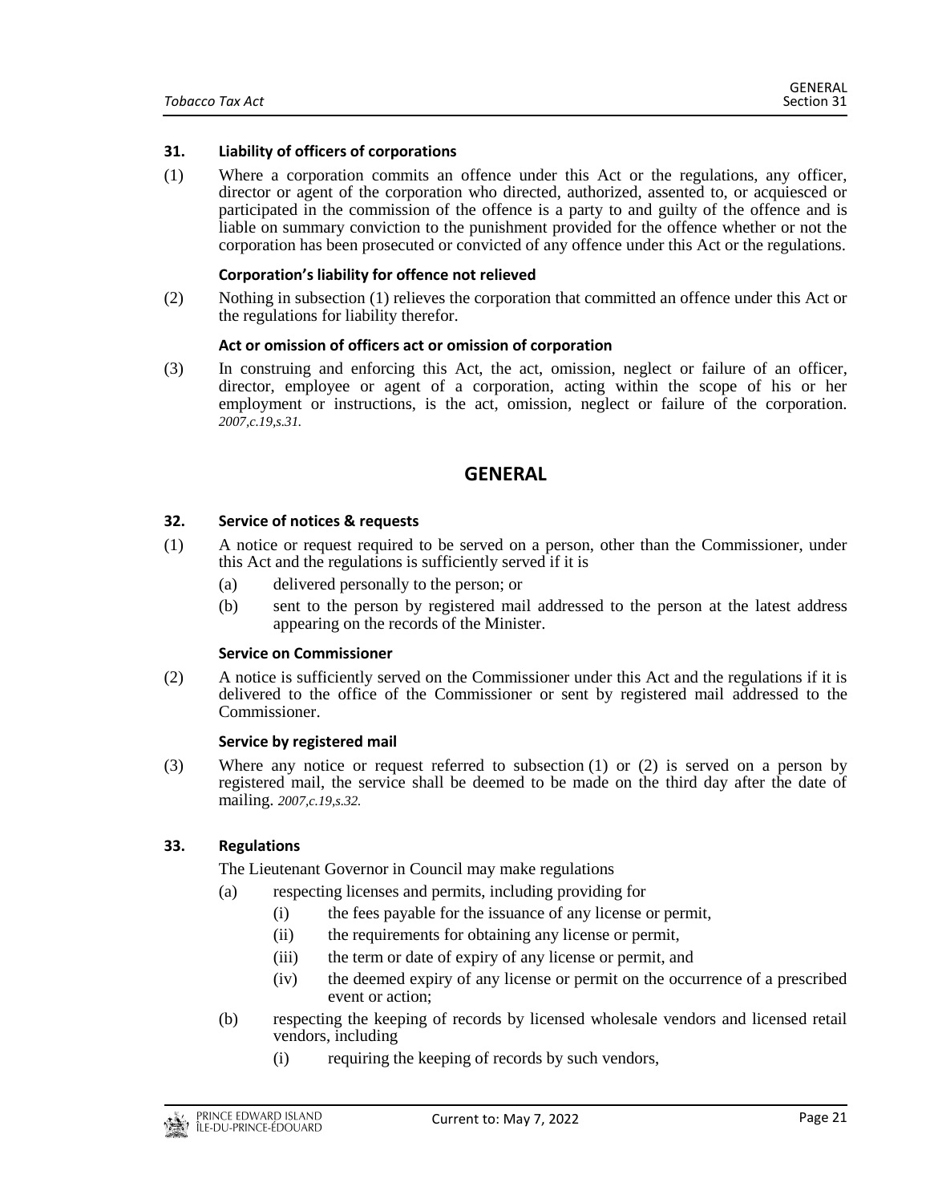### 31. Liability of officers of corporations

(1) Where a corporation commits an offence under this Act or the regulations, any officer, director or agent of the corporation who directed, authorized, assented to, or acquiesced or participated in the commission of the offence is a party to and guilty of the offence and is liable on summary conviction to the punishment provided for the offence whether or not the corporation has been prosecuted or convicted of any offence under this Act or the regulations.

**Corporation's liability for offence not relieved**

(2) Nothing in subsection (1) relieves the corporation that committed an offence under this Act or the regulations for liability therefor.

**Act or omission of officers act or omission of corporation**

(3) In construing and enforcing this Act, the act, omission, neglect or failure of an officer, director, employee or agent of a corporation, acting within the scope of his or her employment or instructions, is the act, omission, neglect or failure of the corporation. *2007,c.19,s.31.*

## GENERAL

### 32. Service of notices & requests

(1) A notice or request required to be served on a person, other than the Commissioner, under this Act and the regulations is sufficiently served if it is

- (a) delivered personally to the person; or
- (b) sent to the person by registered mail addressed to the person at the latest address appearing on the records of the Minister.

**Service on Commissioner**

(2) A notice is sufficiently served on the Commissioner under this Act and the regulations if it is delivered to the office of the Commissioner or sent by registered mail addressed to the Commissioner.

**Service by registered mail**

(3) Where any notice or request referred to subsection (1) or (2) is served on a person by registered mail, the service shall be deemed to be made on the third day after the date of mailing. *2007,c.19,s.32.*

### 33. Regulations

The Lieutenant Governor in Council may make regulations

- (a) respecting licenses and permits, including providing for
  - (i) the fees payable for the issuance of any license or permit,
  - (ii) the requirements for obtaining any license or permit,
  - (iii) the term or date of expiry of any license or permit, and
  - (iv) the deemed expiry of any license or permit on the occurrence of a prescribed event or action;
- (b) respecting the keeping of records by licensed wholesale vendors and licensed retail vendors, including
  - (i) requiring the keeping of records by such vendors,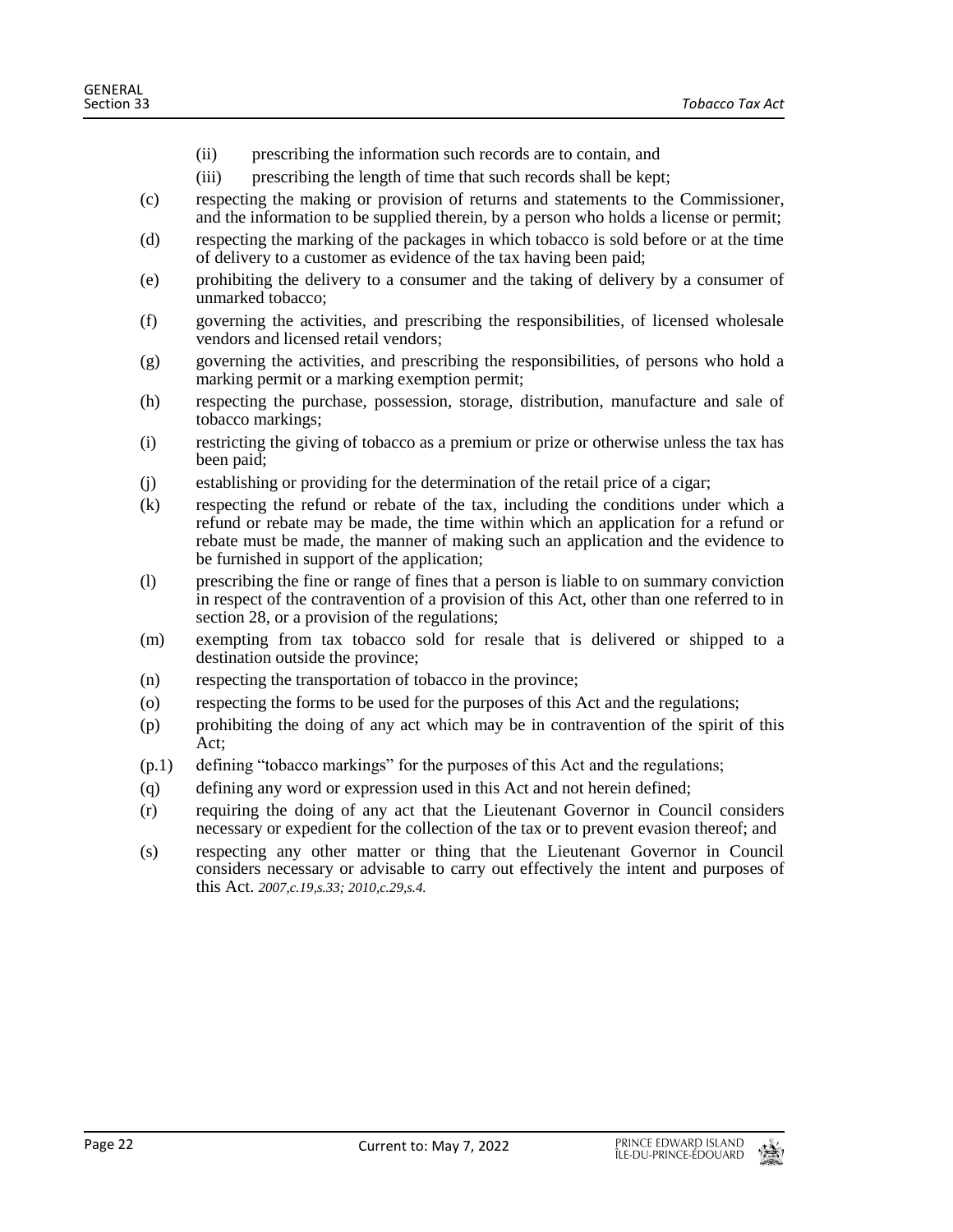(ii) prescribing the information such records are to contain, and

(iii) prescribing the length of time that such records shall be kept;

(c) respecting the making or provision of returns and statements to the Commissioner, and the information to be supplied therein, by a person who holds a license or permit;

(d) respecting the marking of the packages in which tobacco is sold before or at the time of delivery to a customer as evidence of the tax having been paid;

(e) prohibiting the delivery to a consumer and the taking of delivery by a consumer of unmarked tobacco;

(f) governing the activities, and prescribing the responsibilities, of licensed wholesale vendors and licensed retail vendors;

(g) governing the activities, and prescribing the responsibilities, of persons who hold a marking permit or a marking exemption permit;

(h) respecting the purchase, possession, storage, distribution, manufacture and sale of tobacco markings;

(i) restricting the giving of tobacco as a premium or prize or otherwise unless the tax has been paid;

(j) establishing or providing for the determination of the retail price of a cigar;

(k) respecting the refund or rebate of the tax, including the conditions under which a refund or rebate may be made, the time within which an application for a refund or rebate must be made, the manner of making such an application and the evidence to be furnished in support of the application;

(l) prescribing the fine or range of fines that a person is liable to on summary conviction in respect of the contravention of a provision of this Act, other than one referred to in section 28, or a provision of the regulations;

(m) exempting from tax tobacco sold for resale that is delivered or shipped to a destination outside the province;

(n) respecting the transportation of tobacco in the province;

(o) respecting the forms to be used for the purposes of this Act and the regulations;

(p) prohibiting the doing of any act which may be in contravention of the spirit of this Act;

(p.1) defining "tobacco markings" for the purposes of this Act and the regulations;

(q) defining any word or expression used in this Act and not herein defined;

(r) requiring the doing of any act that the Lieutenant Governor in Council considers necessary or expedient for the collection of the tax or to prevent evasion thereof; and

(s) respecting any other matter or thing that the Lieutenant Governor in Council considers necessary or advisable to carry out effectively the intent and purposes of this Act. *2007,c.19,s.33; 2010,c.29,s.4.*